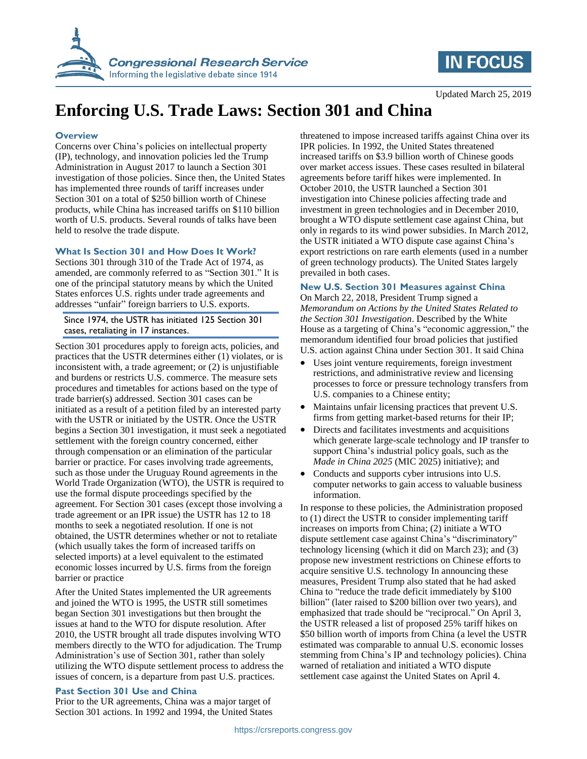Congressional Research Service
Informing the legislative debate since 1914

IN FOCUS

Updated March 25, 2019

# Enforcing U.S. Trade Laws: Section 301 and China

## Overview

Concerns over China's policies on intellectual property (IP), technology, and innovation policies led the Trump Administration in August 2017 to launch a Section 301 investigation of those policies. Since then, the United States has implemented three rounds of tariff increases under Section 301 on a total of $250 billion worth of Chinese products, while China has increased tariffs on $110 billion worth of U.S. products. Several rounds of talks have been held to resolve the trade dispute.

## What Is Section 301 and How Does It Work?

Sections 301 through 310 of the Trade Act of 1974, as amended, are commonly referred to as "Section 301." It is one of the principal statutory means by which the United States enforces U.S. rights under trade agreements and addresses "unfair" foreign barriers to U.S. exports.

> Since 1974, the USTR has initiated 125 Section 301 cases, retaliating in 17 instances.

Section 301 procedures apply to foreign acts, policies, and practices that the USTR determines either (1) violates, or is inconsistent with, a trade agreement; or (2) is unjustifiable and burdens or restricts U.S. commerce. The measure sets procedures and timetables for actions based on the type of trade barrier(s) addressed. Section 301 cases can be initiated as a result of a petition filed by an interested party with the USTR or initiated by the USTR. Once the USTR begins a Section 301 investigation, it must seek a negotiated settlement with the foreign country concerned, either through compensation or an elimination of the particular barrier or practice. For cases involving trade agreements, such as those under the Uruguay Round agreements in the World Trade Organization (WTO), the USTR is required to use the formal dispute proceedings specified by the agreement. For Section 301 cases (except those involving a trade agreement or an IPR issue) the USTR has 12 to 18 months to seek a negotiated resolution. If one is not obtained, the USTR determines whether or not to retaliate (which usually takes the form of increased tariffs on selected imports) at a level equivalent to the estimated economic losses incurred by U.S. firms from the foreign barrier or practice

After the United States implemented the UR agreements and joined the WTO is 1995, the USTR still sometimes began Section 301 investigations but then brought the issues at hand to the WTO for dispute resolution. After 2010, the USTR brought all trade disputes involving WTO members directly to the WTO for adjudication. The Trump Administration's use of Section 301, rather than solely utilizing the WTO dispute settlement process to address the issues of concern, is a departure from past U.S. practices.

## Past Section 301 Use and China

Prior to the UR agreements, China was a major target of Section 301 actions. In 1992 and 1994, the United States threatened to impose increased tariffs against China over its IPR policies. In 1992, the United States threatened increased tariffs on $3.9 billion worth of Chinese goods over market access issues. These cases resulted in bilateral agreements before tariff hikes were implemented. In October 2010, the USTR launched a Section 301 investigation into Chinese policies affecting trade and investment in green technologies and in December 2010, brought a WTO dispute settlement case against China, but only in regards to its wind power subsidies. In March 2012, the USTR initiated a WTO dispute case against China's export restrictions on rare earth elements (used in a number of green technology products). The United States largely prevailed in both cases.

## New U.S. Section 301 Measures against China

On March 22, 2018, President Trump signed a *Memorandum on Actions by the United States Related to the Section 301 Investigation*. Described by the White House as a targeting of China's "economic aggression," the memorandum identified four broad policies that justified U.S. action against China under Section 301. It said China

- Uses joint venture requirements, foreign investment restrictions, and administrative review and licensing processes to force or pressure technology transfers from U.S. companies to a Chinese entity;
- Maintains unfair licensing practices that prevent U.S. firms from getting market-based returns for their IP;
- Directs and facilitates investments and acquisitions which generate large-scale technology and IP transfer to support China's industrial policy goals, such as the *Made in China 2025* (MIC 2025) initiative); and
- Conducts and supports cyber intrusions into U.S. computer networks to gain access to valuable business information.

In response to these policies, the Administration proposed to (1) direct the USTR to consider implementing tariff increases on imports from China; (2) initiate a WTO dispute settlement case against China's "discriminatory" technology licensing (which it did on March 23); and (3) propose new investment restrictions on Chinese efforts to acquire sensitive U.S. technology In announcing these measures, President Trump also stated that he had asked China to "reduce the trade deficit immediately by $100 billion" (later raised to $200 billion over two years), and emphasized that trade should be "reciprocal." On April 3, the USTR released a list of proposed 25% tariff hikes on $50 billion worth of imports from China (a level the USTR estimated was comparable to annual U.S. economic losses stemming from China's IP and technology policies). China warned of retaliation and initiated a WTO dispute settlement case against the United States on April 4.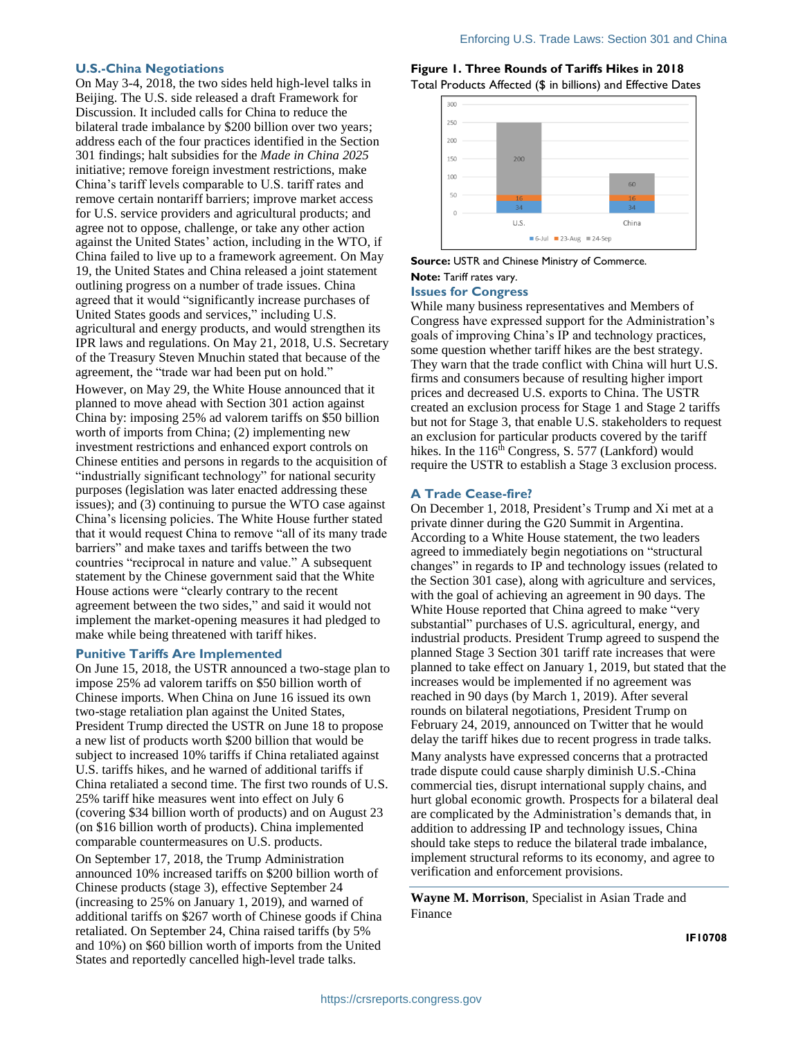## U.S.-China Negotiations

On May 3-4, 2018, the two sides held high-level talks in Beijing. The U.S. side released a draft Framework for Discussion. It included calls for China to reduce the bilateral trade imbalance by $200 billion over two years; address each of the four practices identified in the Section 301 findings; halt subsidies for the *Made in China 2025* initiative; remove foreign investment restrictions, make China's tariff levels comparable to U.S. tariff rates and remove certain nontariff barriers; improve market access for U.S. service providers and agricultural products; and agree not to oppose, challenge, or take any other action against the United States' action, including in the WTO, if China failed to live up to a framework agreement. On May 19, the United States and China released a joint statement outlining progress on a number of trade issues. China agreed that it would "significantly increase purchases of United States goods and services," including U.S. agricultural and energy products, and would strengthen its IPR laws and regulations. On May 21, 2018, U.S. Secretary of the Treasury Steven Mnuchin stated that because of the agreement, the "trade war had been put on hold."

However, on May 29, the White House announced that it planned to move ahead with Section 301 action against China by: imposing 25% ad valorem tariffs on $50 billion worth of imports from China; (2) implementing new investment restrictions and enhanced export controls on Chinese entities and persons in regards to the acquisition of "industrially significant technology" for national security purposes (legislation was later enacted addressing these issues); and (3) continuing to pursue the WTO case against China's licensing policies. The White House further stated that it would request China to remove "all of its many trade barriers" and make taxes and tariffs between the two countries "reciprocal in nature and value." A subsequent statement by the Chinese government said that the White House actions were "clearly contrary to the recent agreement between the two sides," and said it would not implement the market-opening measures it had pledged to make while being threatened with tariff hikes.

## Punitive Tariffs Are Implemented

On June 15, 2018, the USTR announced a two-stage plan to impose 25% ad valorem tariffs on $50 billion worth of Chinese imports. When China on June 16 issued its own two-stage retaliation plan against the United States, President Trump directed the USTR on June 18 to propose a new list of products worth $200 billion that would be subject to increased 10% tariffs if China retaliated against U.S. tariffs hikes, and he warned of additional tariffs if China retaliated a second time. The first two rounds of U.S. 25% tariff hike measures went into effect on July 6 (covering $34 billion worth of products) and on August 23 (on $16 billion worth of products). China implemented comparable countermeasures on U.S. products.

On September 17, 2018, the Trump Administration announced 10% increased tariffs on $200 billion worth of Chinese products (stage 3), effective September 24 (increasing to 25% on January 1, 2019), and warned of additional tariffs on $267 worth of Chinese goods if China retaliated. On September 24, China raised tariffs (by 5% and 10%) on $60 billion worth of imports from the United States and reportedly cancelled high-level trade talks.

**Figure 1. Three Rounds of Tariffs Hikes in 2018**

Total Products Affected ($ in billions) and Effective Dates

| | 6-Jul | 23-Aug | 24-Sep |
|---|---|---|---|
| U.S. | 34 | 16 | 200 |
| China | 34 | 16 | 60 |

**Source:** USTR and Chinese Ministry of Commerce.

**Note:** Tariff rates vary.

## Issues for Congress

While many business representatives and Members of Congress have expressed support for the Administration's goals of improving China's IP and technology practices, some question whether tariff hikes are the best strategy. They warn that the trade conflict with China will hurt U.S. firms and consumers because of resulting higher import prices and decreased U.S. exports to China. The USTR created an exclusion process for Stage 1 and Stage 2 tariffs but not for Stage 3, that enable U.S. stakeholders to request an exclusion for particular products covered by the tariff hikes. In the 116th Congress, S. 577 (Lankford) would require the USTR to establish a Stage 3 exclusion process.

## A Trade Cease-fire?

On December 1, 2018, President's Trump and Xi met at a private dinner during the G20 Summit in Argentina. According to a White House statement, the two leaders agreed to immediately begin negotiations on "structural changes" in regards to IP and technology issues (related to the Section 301 case), along with agriculture and services, with the goal of achieving an agreement in 90 days. The White House reported that China agreed to make "very substantial" purchases of U.S. agricultural, energy, and industrial products. President Trump agreed to suspend the planned Stage 3 Section 301 tariff rate increases that were planned to take effect on January 1, 2019, but stated that the increases would be implemented if no agreement was reached in 90 days (by March 1, 2019). After several rounds on bilateral negotiations, President Trump on February 24, 2019, announced on Twitter that he would delay the tariff hikes due to recent progress in trade talks.

Many analysts have expressed concerns that a protracted trade dispute could cause sharply diminish U.S.-China commercial ties, disrupt international supply chains, and hurt global economic growth. Prospects for a bilateral deal are complicated by the Administration's demands that, in addition to addressing IP and technology issues, China should take steps to reduce the bilateral trade imbalance, implement structural reforms to its economy, and agree to verification and enforcement provisions.

---

**Wayne M. Morrison**, Specialist in Asian Trade and Finance

**IF10708**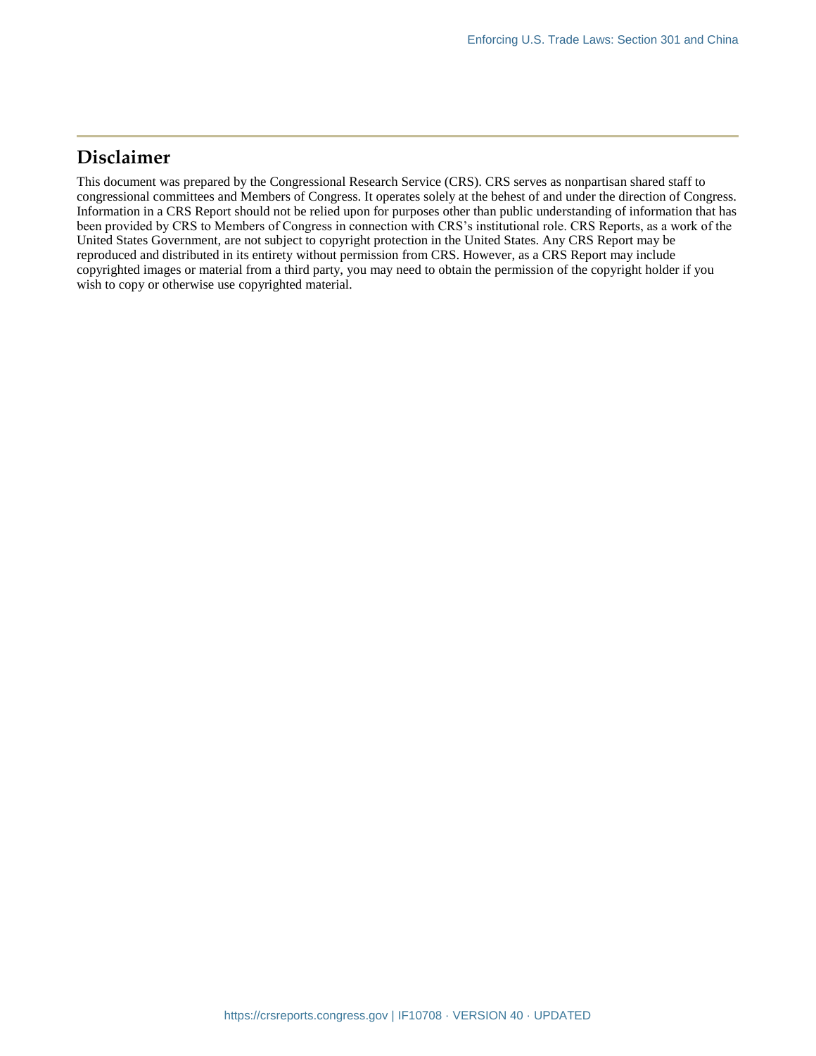## Disclaimer

This document was prepared by the Congressional Research Service (CRS). CRS serves as nonpartisan shared staff to congressional committees and Members of Congress. It operates solely at the behest of and under the direction of Congress. Information in a CRS Report should not be relied upon for purposes other than public understanding of information that has been provided by CRS to Members of Congress in connection with CRS's institutional role. CRS Reports, as a work of the United States Government, are not subject to copyright protection in the United States. Any CRS Report may be reproduced and distributed in its entirety without permission from CRS. However, as a CRS Report may include copyrighted images or material from a third party, you may need to obtain the permission of the copyright holder if you wish to copy or otherwise use copyrighted material.